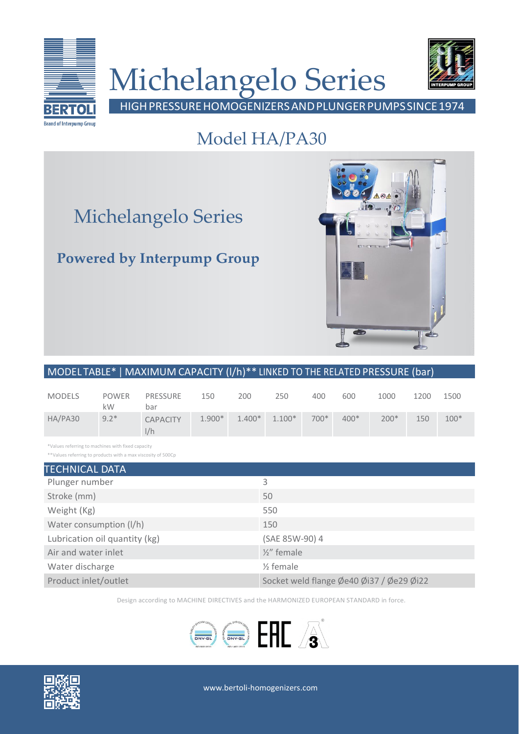# Michelangelo Series

HIGH PRESSURE HOMOGENIZERS AND PLUNGER PUMPS SINCE 1974

## Model HA/PA30

Michelangelo Series

**Powered by Interpump Group**

## MODEL TABLE* | MAXIMUM CAPACITY (l/h)** LINKED TO THE RELATED PRESSURE (bar)

| MODELS | POWER kW | PRESSURE bar | 150 | 200 | 250 | 400 | 600 | 1000 | 1200 | 1500 |
|---|---|---|---|---|---|---|---|---|---|---|
| HA/PA30 | 9.2* | CAPACITY l/h | 1.900* | 1.400* | 1.100* | 700* | 400* | 200* | 150 | 100* |

*Values referring to machines with fixed capacity

**Values referring to products with a max viscosity of 500Cp

## TECHNICAL DATA

| | |
|---|---|
| Plunger number | 3 |
| Stroke (mm) | 50 |
| Weight (Kg) | 550 |
| Water consumption (l/h) | 150 |
| Lubrication oil quantity (kg) | (SAE 85W-90) 4 |
| Air and water inlet | ½" female |
| Water discharge | ½ female |
| Product inlet/outlet | Socket weld flange Øe40 Øi37 / Øe29 Øi22 |

Design according to MACHINE DIRECTIVES and the HARMONIZED EUROPEAN STANDARD in force.

www.bertoli-homogenizers.com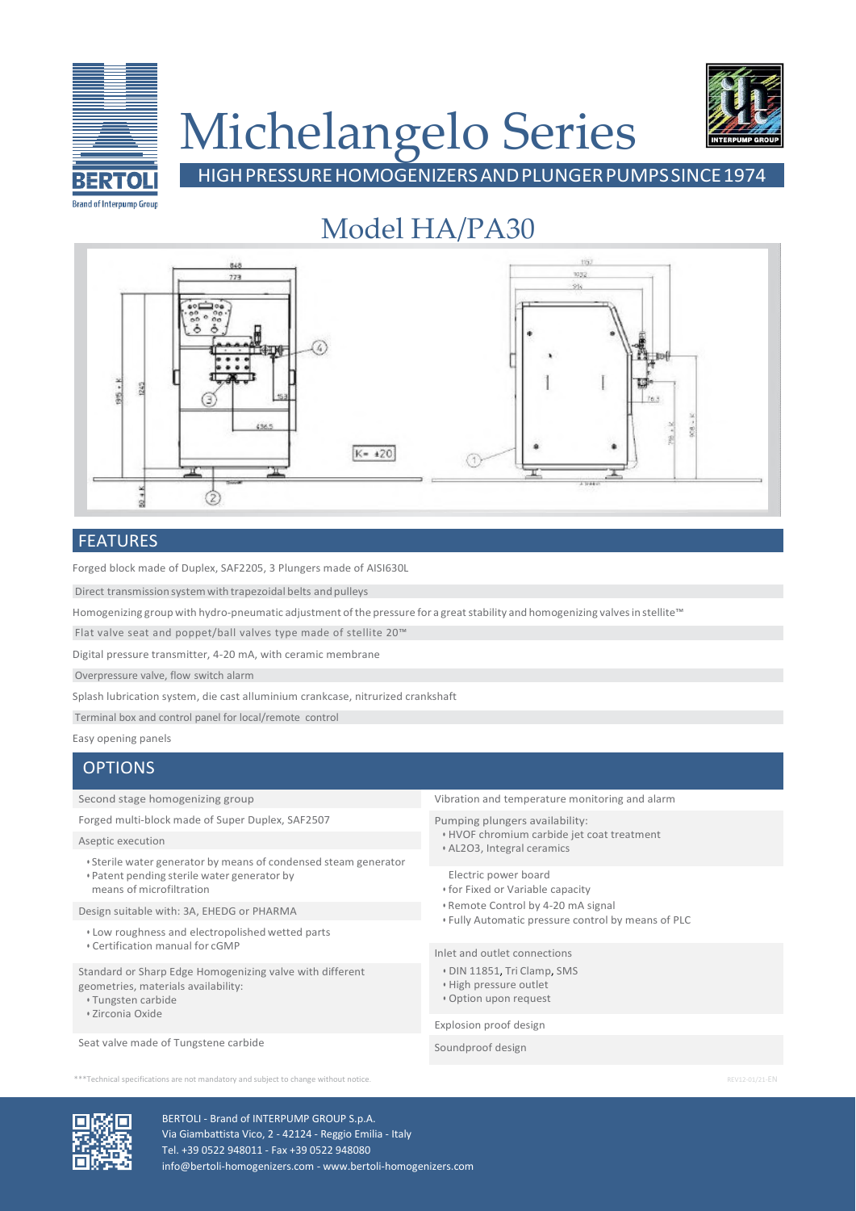# Michelangelo Series

HIGH PRESSURE HOMOGENIZERS AND PLUNGER PUMPS SINCE 1974

## Model HA/PA30

848
773
1195 + K
1245
153
436.5
K= ±20
50 + K
1157
1032
876
116.5
795 + K
908 + K

## FEATURES

Forged block made of Duplex, SAF2205, 3 Plungers made of AISI630L

Direct transmission system with trapezoidal belts and pulleys

Homogenizing group with hydro-pneumatic adjustment of the pressure for a great stability and homogenizing valves in stellite™

Flat valve seat and poppet/ball valves type made of stellite 20™

Digital pressure transmitter, 4-20 mA, with ceramic membrane

Overpressure valve, flow switch alarm

Splash lubrication system, die cast alluminium crankcase, nitrurized crankshaft

Terminal box and control panel for local/remote control

Easy opening panels

## OPTIONS

Second stage homogenizing group

Forged multi-block made of Super Duplex, SAF2507

Aseptic execution

- Sterile water generator by means of condensed steam generator
- Patent pending sterile water generator by means of microfiltration

Design suitable with: 3A, EHEDG or PHARMA

- Low roughness and electropolished wetted parts
- Certification manual for cGMP

Standard or Sharp Edge Homogenizing valve with different geometries, materials availability:
- Tungsten carbide
- Zirconia Oxide

Seat valve made of Tungstene carbide

Vibration and temperature monitoring and alarm

Pumping plungers availability:
- HVOF chromium carbide jet coat treatment
- AL2O3, Integral ceramics

Electric power board
- for Fixed or Variable capacity
- Remote Control by 4-20 mA signal
- Fully Automatic pressure control by means of PLC

Inlet and outlet connections
- DIN 11851, Tri Clamp, SMS
- High pressure outlet
- Option upon request

Explosion proof design

Soundproof design

***Technical specifications are not mandatory and subject to change without notice.

REV12-01/21-EN

BERTOLI - Brand of INTERPUMP GROUP S.p.A.
Via Giambattista Vico, 2 - 42124 - Reggio Emilia - Italy
Tel. +39 0522 948011 - Fax +39 0522 948080
info@bertoli-homogenizers.com - www.bertoli-homogenizers.com